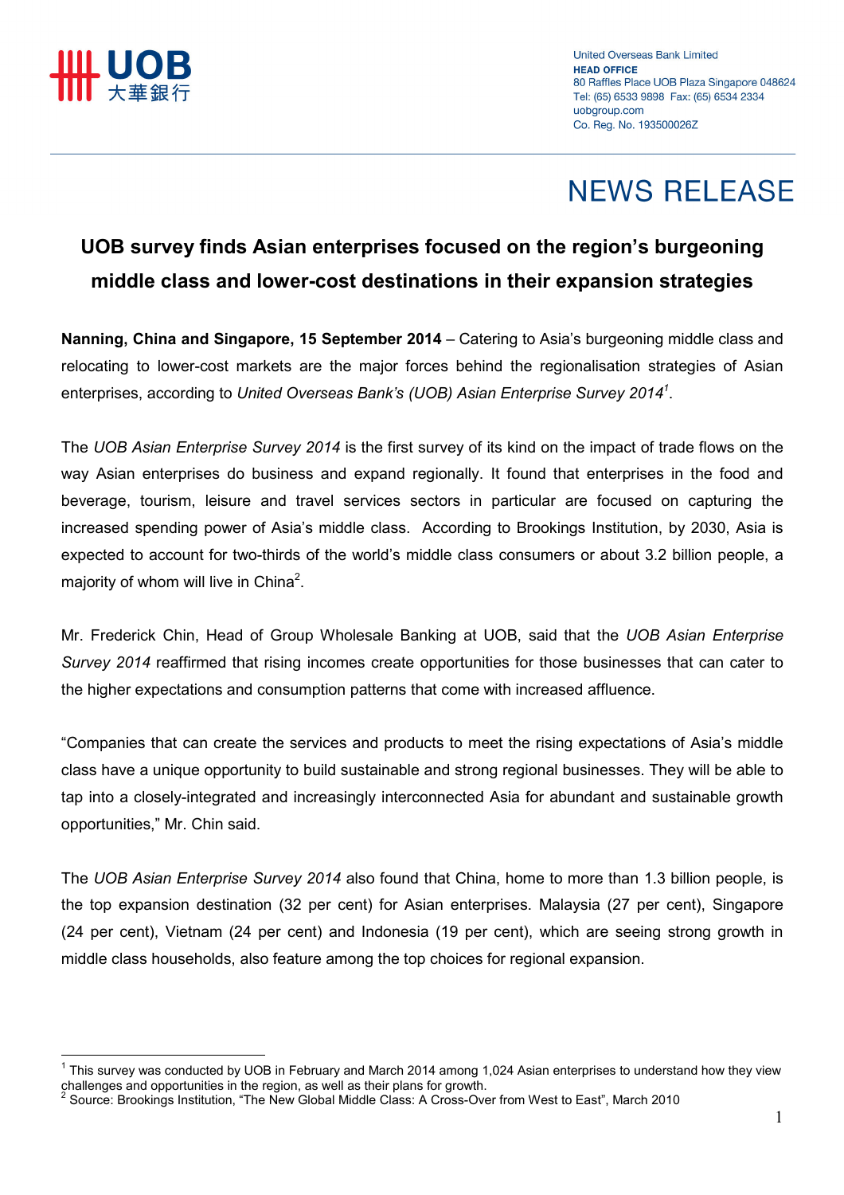United Overseas Bank Limited
**HEAD OFFICE**
80 Raffles Place UOB Plaza Singapore 048624
Tel: (65) 6533 9898 Fax: (65) 6534 2334
uobgroup.com
Co. Reg. No. 193500026Z

# NEWS RELEASE

## UOB survey finds Asian enterprises focused on the region's burgeoning middle class and lower-cost destinations in their expansion strategies

**Nanning, China and Singapore, 15 September 2014** – Catering to Asia's burgeoning middle class and relocating to lower-cost markets are the major forces behind the regionalisation strategies of Asian enterprises, according to *United Overseas Bank's (UOB) Asian Enterprise Survey 2014*[1].

The *UOB Asian Enterprise Survey 2014* is the first survey of its kind on the impact of trade flows on the way Asian enterprises do business and expand regionally. It found that enterprises in the food and beverage, tourism, leisure and travel services sectors in particular are focused on capturing the increased spending power of Asia's middle class. According to Brookings Institution, by 2030, Asia is expected to account for two-thirds of the world's middle class consumers or about 3.2 billion people, a majority of whom will live in China[2].

Mr. Frederick Chin, Head of Group Wholesale Banking at UOB, said that the *UOB Asian Enterprise Survey 2014* reaffirmed that rising incomes create opportunities for those businesses that can cater to the higher expectations and consumption patterns that come with increased affluence.

"Companies that can create the services and products to meet the rising expectations of Asia's middle class have a unique opportunity to build sustainable and strong regional businesses. They will be able to tap into a closely-integrated and increasingly interconnected Asia for abundant and sustainable growth opportunities," Mr. Chin said.

The *UOB Asian Enterprise Survey 2014* also found that China, home to more than 1.3 billion people, is the top expansion destination (32 per cent) for Asian enterprises. Malaysia (27 per cent), Singapore (24 per cent), Vietnam (24 per cent) and Indonesia (19 per cent), which are seeing strong growth in middle class households, also feature among the top choices for regional expansion.

---

[1] This survey was conducted by UOB in February and March 2014 among 1,024 Asian enterprises to understand how they view challenges and opportunities in the region, as well as their plans for growth.

[2] Source: Brookings Institution, "The New Global Middle Class: A Cross-Over from West to East", March 2010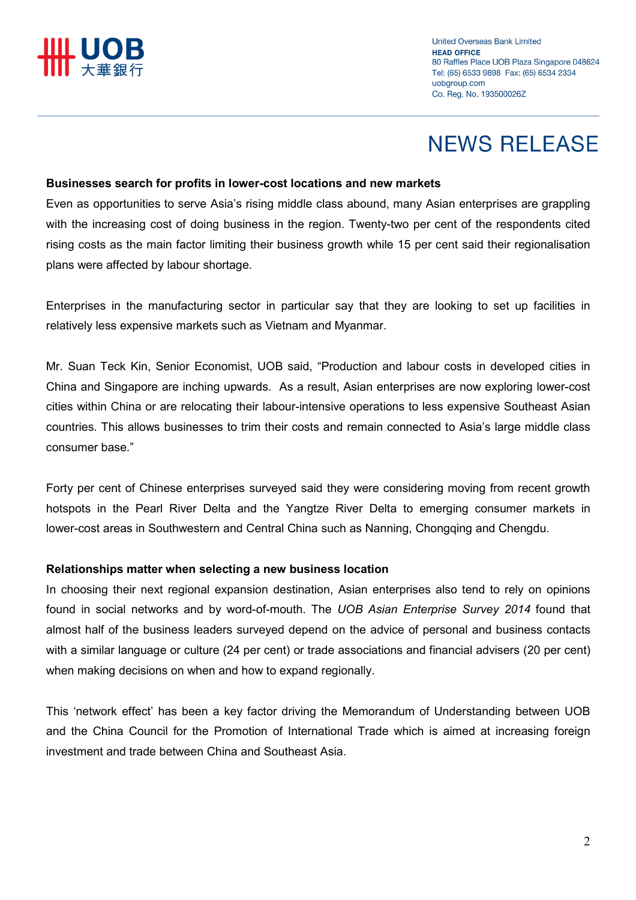**Businesses search for profits in lower-cost locations and new markets**

Even as opportunities to serve Asia's rising middle class abound, many Asian enterprises are grappling with the increasing cost of doing business in the region. Twenty-two per cent of the respondents cited rising costs as the main factor limiting their business growth while 15 per cent said their regionalisation plans were affected by labour shortage.

Enterprises in the manufacturing sector in particular say that they are looking to set up facilities in relatively less expensive markets such as Vietnam and Myanmar.

Mr. Suan Teck Kin, Senior Economist, UOB said, "Production and labour costs in developed cities in China and Singapore are inching upwards. As a result, Asian enterprises are now exploring lower-cost cities within China or are relocating their labour-intensive operations to less expensive Southeast Asian countries. This allows businesses to trim their costs and remain connected to Asia's large middle class consumer base."

Forty per cent of Chinese enterprises surveyed said they were considering moving from recent growth hotspots in the Pearl River Delta and the Yangtze River Delta to emerging consumer markets in lower-cost areas in Southwestern and Central China such as Nanning, Chongqing and Chengdu.

**Relationships matter when selecting a new business location**

In choosing their next regional expansion destination, Asian enterprises also tend to rely on opinions found in social networks and by word-of-mouth. The *UOB Asian Enterprise Survey 2014* found that almost half of the business leaders surveyed depend on the advice of personal and business contacts with a similar language or culture (24 per cent) or trade associations and financial advisers (20 per cent) when making decisions on when and how to expand regionally.

This 'network effect' has been a key factor driving the Memorandum of Understanding between UOB and the China Council for the Promotion of International Trade which is aimed at increasing foreign investment and trade between China and Southeast Asia.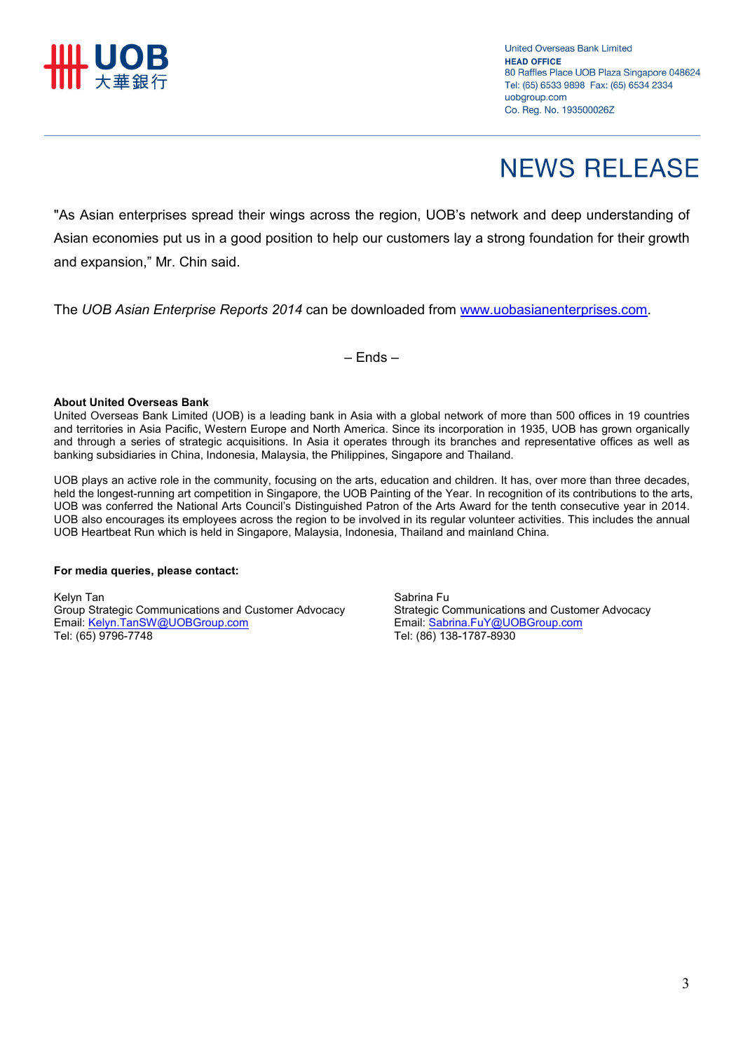"As Asian enterprises spread their wings across the region, UOB's network and deep understanding of Asian economies put us in a good position to help our customers lay a strong foundation for their growth and expansion," Mr. Chin said.

The *UOB Asian Enterprise Reports 2014* can be downloaded from www.uobasianenterprises.com.

– Ends –

**About United Overseas Bank**

United Overseas Bank Limited (UOB) is a leading bank in Asia with a global network of more than 500 offices in 19 countries and territories in Asia Pacific, Western Europe and North America. Since its incorporation in 1935, UOB has grown organically and through a series of strategic acquisitions. In Asia it operates through its branches and representative offices as well as banking subsidiaries in China, Indonesia, Malaysia, the Philippines, Singapore and Thailand.

UOB plays an active role in the community, focusing on the arts, education and children. It has, over more than three decades, held the longest-running art competition in Singapore, the UOB Painting of the Year. In recognition of its contributions to the arts, UOB was conferred the National Arts Council's Distinguished Patron of the Arts Award for the tenth consecutive year in 2014. UOB also encourages its employees across the region to be involved in its regular volunteer activities. This includes the annual UOB Heartbeat Run which is held in Singapore, Malaysia, Indonesia, Thailand and mainland China.

**For media queries, please contact:**

Kelyn Tan
Group Strategic Communications and Customer Advocacy
Email: Kelyn.TanSW@UOBGroup.com
Tel: (65) 9796-7748

Sabrina Fu
Strategic Communications and Customer Advocacy
Email: Sabrina.FuY@UOBGroup.com
Tel: (86) 138-1787-8930